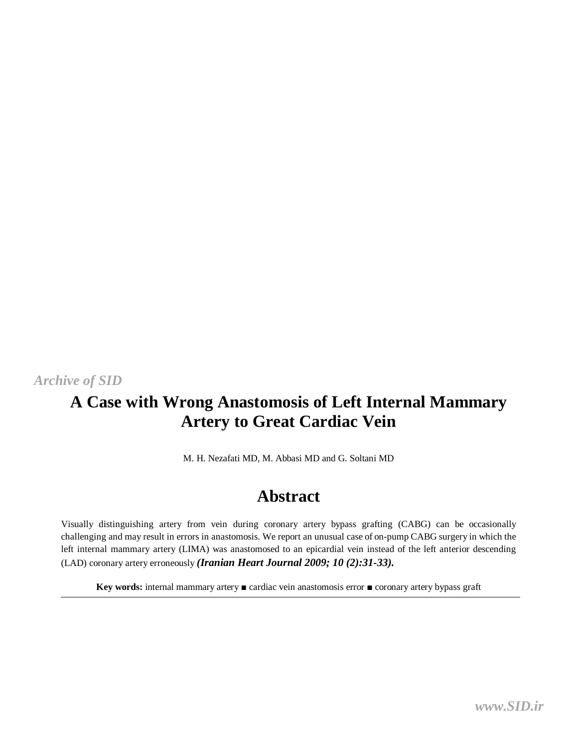# A Case with Wrong Anastomosis of Left Internal Mammary Artery to Great Cardiac Vein

M. H. Nezafati MD, M. Abbasi MD and G. Soltani MD

## Abstract

Visually distinguishing artery from vein during coronary artery bypass grafting (CABG) can be occasionally challenging and may result in errors in anastomosis. We report an unusual case of on-pump CABG surgery in which the left internal mammary artery (LIMA) was anastomosed to an epicardial vein instead of the left anterior descending (LAD) coronary artery erroneously ***(Iranian Heart Journal 2009; 10 (2):31-33).***

**Key words:** internal mammary artery ■ cardiac vein anastomosis error ■ coronary artery bypass graft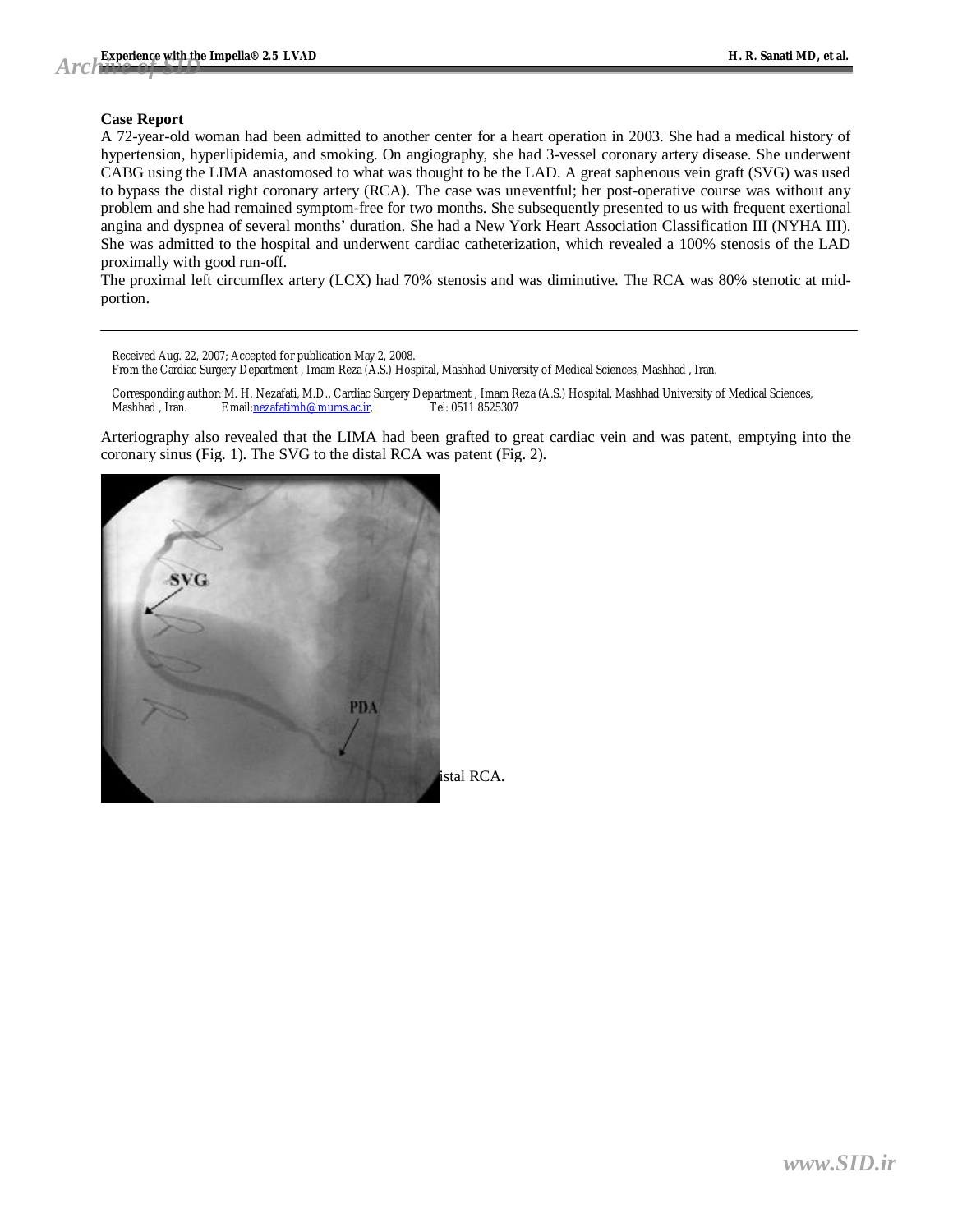## Case Report

A 72-year-old woman had been admitted to another center for a heart operation in 2003. She had a medical history of hypertension, hyperlipidemia, and smoking. On angiography, she had 3-vessel coronary artery disease. She underwent CABG using the LIMA anastomosed to what was thought to be the LAD. A great saphenous vein graft (SVG) was used to bypass the distal right coronary artery (RCA). The case was uneventful; her post-operative course was without any problem and she had remained symptom-free for two months. She subsequently presented to us with frequent exertional angina and dyspnea of several months' duration. She had a New York Heart Association Classification III (NYHA III). She was admitted to the hospital and underwent cardiac catheterization, which revealed a 100% stenosis of the LAD proximally with good run-off.

The proximal left circumflex artery (LCX) had 70% stenosis and was diminutive. The RCA was 80% stenotic at mid-portion.

---

Received Aug. 22, 2007; Accepted for publication May 2, 2008.
From the Cardiac Surgery Department , Imam Reza (A.S.) Hospital, Mashhad University of Medical Sciences, Mashhad , Iran.

Corresponding author: M. H. Nezafati, M.D., Cardiac Surgery Department , Imam Reza (A.S.) Hospital, Mashhad University of Medical Sciences, Mashhad , Iran. Email:nezafatimh@mums.ac.ir, Tel: 0511 8525307

Arteriography also revealed that the LIMA had been grafted to great cardiac vein and was patent, emptying into the coronary sinus (Fig. 1). The SVG to the distal RCA was patent (Fig. 2).

istal RCA.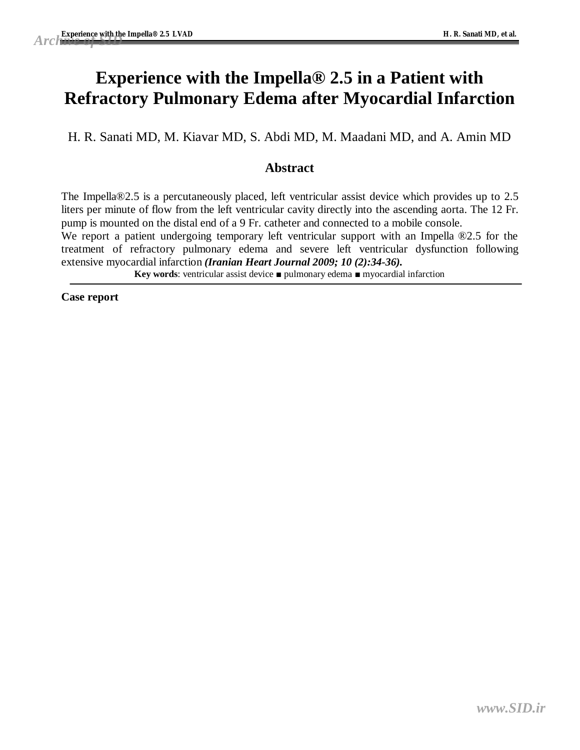# Experience with the Impella® 2.5 in a Patient with Refractory Pulmonary Edema after Myocardial Infarction

H. R. Sanati MD, M. Kiavar MD, S. Abdi MD, M. Maadani MD, and A. Amin MD

## Abstract

The Impella®2.5 is a percutaneously placed, left ventricular assist device which provides up to 2.5 liters per minute of flow from the left ventricular cavity directly into the ascending aorta. The 12 Fr. pump is mounted on the distal end of a 9 Fr. catheter and connected to a mobile console.

We report a patient undergoing temporary left ventricular support with an Impella ®2.5 for the treatment of refractory pulmonary edema and severe left ventricular dysfunction following extensive myocardial infarction ***(Iranian Heart Journal 2009; 10 (2):34-36).***

**Key words**: ventricular assist device ■ pulmonary edema ■ myocardial infarction

**Case report**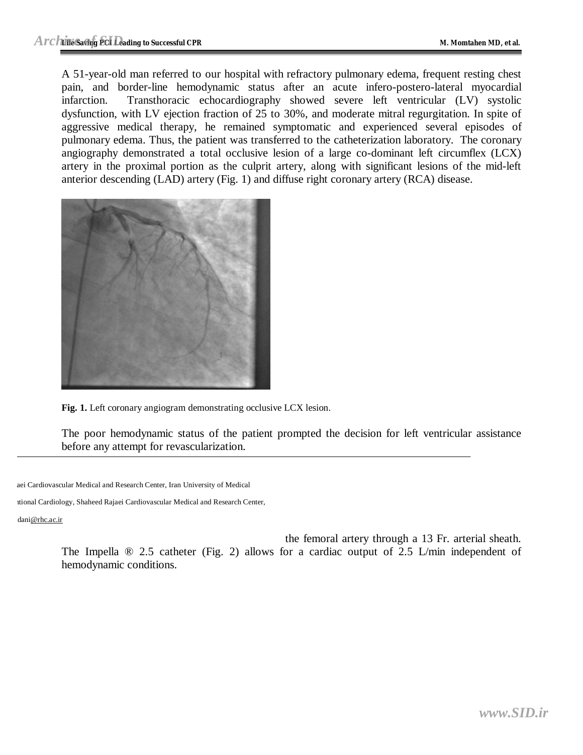A 51-year-old man referred to our hospital with refractory pulmonary edema, frequent resting chest pain, and border-line hemodynamic status after an acute infero-postero-lateral myocardial infarction. Transthoracic echocardiography showed severe left ventricular (LV) systolic dysfunction, with LV ejection fraction of 25 to 30%, and moderate mitral regurgitation. In spite of aggressive medical therapy, he remained symptomatic and experienced several episodes of pulmonary edema. Thus, the patient was transferred to the catheterization laboratory. The coronary angiography demonstrated a total occlusive lesion of a large co-dominant left circumflex (LCX) artery in the proximal portion as the culprit artery, along with significant lesions of the mid-left anterior descending (LAD) artery (Fig. 1) and diffuse right coronary artery (RCA) disease.

**Fig. 1.** Left coronary angiogram demonstrating occlusive LCX lesion.

The poor hemodynamic status of the patient prompted the decision for left ventricular assistance before any attempt for revascularization.

---

aei Cardiovascular Medical and Research Center, Iran University of Medical

ıtional Cardiology, Shaheed Rajaei Cardiovascular Medical and Research Center,

dani@rhc.ac.ir

the femoral artery through a 13 Fr. arterial sheath. The Impella ® 2.5 catheter (Fig. 2) allows for a cardiac output of 2.5 L/min independent of hemodynamic conditions.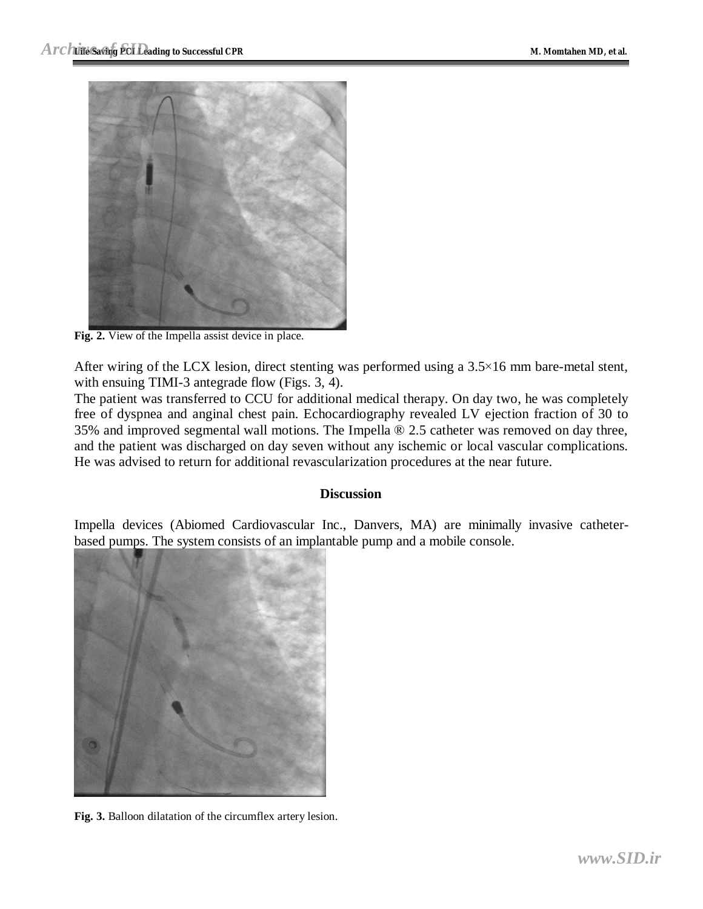Fig. 2. View of the Impella assist device in place.

After wiring of the LCX lesion, direct stenting was performed using a 3.5×16 mm bare-metal stent, with ensuing TIMI-3 antegrade flow (Figs. 3, 4).

The patient was transferred to CCU for additional medical therapy. On day two, he was completely free of dyspnea and anginal chest pain. Echocardiography revealed LV ejection fraction of 30 to 35% and improved segmental wall motions. The Impella ® 2.5 catheter was removed on day three, and the patient was discharged on day seven without any ischemic or local vascular complications. He was advised to return for additional revascularization procedures at the near future.

## Discussion

Impella devices (Abiomed Cardiovascular Inc., Danvers, MA) are minimally invasive catheter-based pumps. The system consists of an implantable pump and a mobile console.

Fig. 3. Balloon dilatation of the circumflex artery lesion.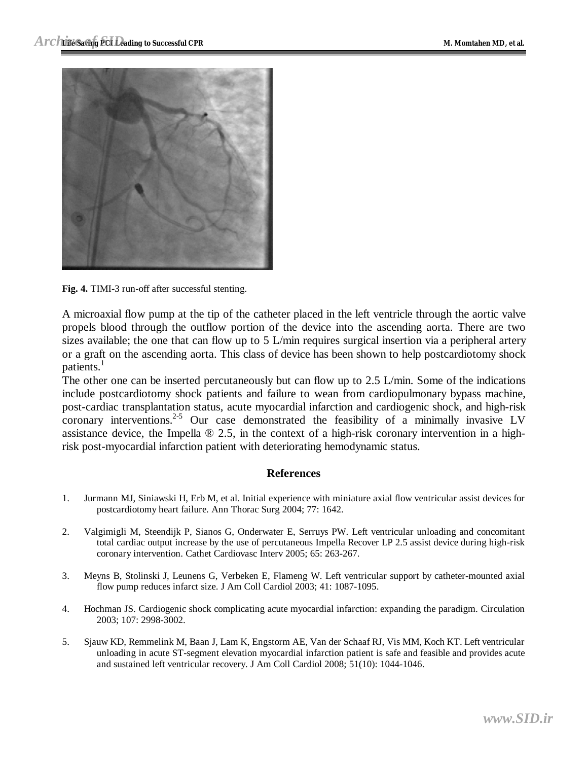Fig. 4. TIMI-3 run-off after successful stenting.

A microaxial flow pump at the tip of the catheter placed in the left ventricle through the aortic valve propels blood through the outflow portion of the device into the ascending aorta. There are two sizes available; the one that can flow up to 5 L/min requires surgical insertion via a peripheral artery or a graft on the ascending aorta. This class of device has been shown to help postcardiotomy shock patients.[1]

The other one can be inserted percutaneously but can flow up to 2.5 L/min. Some of the indications include postcardiotomy shock patients and failure to wean from cardiopulmonary bypass machine, post-cardiac transplantation status, acute myocardial infarction and cardiogenic shock, and high-risk coronary interventions.[2-5] Our case demonstrated the feasibility of a minimally invasive LV assistance device, the Impella ® 2.5, in the context of a high-risk coronary intervention in a high-risk post-myocardial infarction patient with deteriorating hemodynamic status.

## References

1. Jurmann MJ, Siniawski H, Erb M, et al. Initial experience with miniature axial flow ventricular assist devices for postcardiotomy heart failure. Ann Thorac Surg 2004; 77: 1642.

2. Valgimigli M, Steendijk P, Sianos G, Onderwater E, Serruys PW. Left ventricular unloading and concomitant total cardiac output increase by the use of percutaneous Impella Recover LP 2.5 assist device during high-risk coronary intervention. Cathet Cardiovasc Interv 2005; 65: 263-267.

3. Meyns B, Stolinski J, Leunens G, Verbeken E, Flameng W. Left ventricular support by catheter-mounted axial flow pump reduces infarct size. J Am Coll Cardiol 2003; 41: 1087-1095.

4. Hochman JS. Cardiogenic shock complicating acute myocardial infarction: expanding the paradigm. Circulation 2003; 107: 2998-3002.

5. Sjauw KD, Remmelink M, Baan J, Lam K, Engstorm AE, Van der Schaaf RJ, Vis MM, Koch KT. Left ventricular unloading in acute ST-segment elevation myocardial infarction patient is safe and feasible and provides acute and sustained left ventricular recovery. J Am Coll Cardiol 2008; 51(10): 1044-1046.